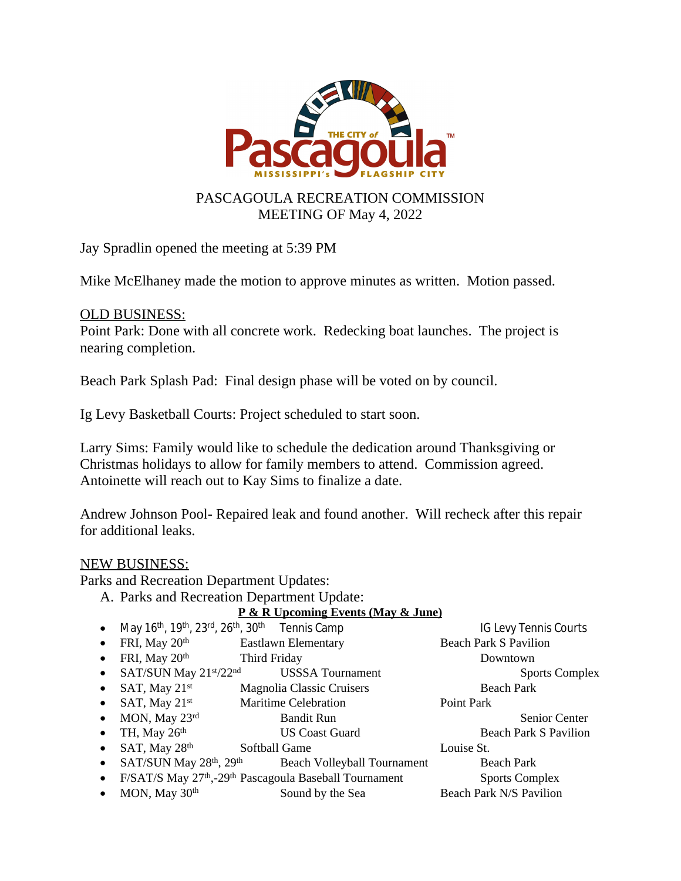# PASCAGOULA RECREATION COMMISSION
## MEETING OF May 4, 2022

Jay Spradlin opened the meeting at 5:39 PM

Mike McElhaney made the motion to approve minutes as written. Motion passed.

OLD BUSINESS:

Point Park: Done with all concrete work. Redecking boat launches. The project is nearing completion.

Beach Park Splash Pad: Final design phase will be voted on by council.

Ig Levy Basketball Courts: Project scheduled to start soon.

Larry Sims: Family would like to schedule the dedication around Thanksgiving or Christmas holidays to allow for family members to attend. Commission agreed. Antoinette will reach out to Kay Sims to finalize a date.

Andrew Johnson Pool- Repaired leak and found another. Will recheck after this repair for additional leaks.

NEW BUSINESS:

Parks and Recreation Department Updates:

A. Parks and Recreation Department Update:

**P & R Upcoming Events (May & June)**

- May 16th, 19th, 23rd, 26th, 30th — Tennis Camp — IG Levy Tennis Courts
- FRI, May 20th — Eastlawn Elementary — Beach Park S Pavilion
- FRI, May 20th — Third Friday — Downtown
- SAT/SUN May 21st/22nd — USSSA Tournament — Sports Complex
- SAT, May 21st — Magnolia Classic Cruisers — Beach Park
- SAT, May 21st — Maritime Celebration — Point Park
- MON, May 23rd — Bandit Run — Senior Center
- TH, May 26th — US Coast Guard — Beach Park S Pavilion
- SAT, May 28th — Softball Game — Louise St.
- SAT/SUN May 28th, 29th — Beach Volleyball Tournament — Beach Park
- F/SAT/S May 27th,-29th — Pascagoula Baseball Tournament — Sports Complex
- MON, May 30th — Sound by the Sea — Beach Park N/S Pavilion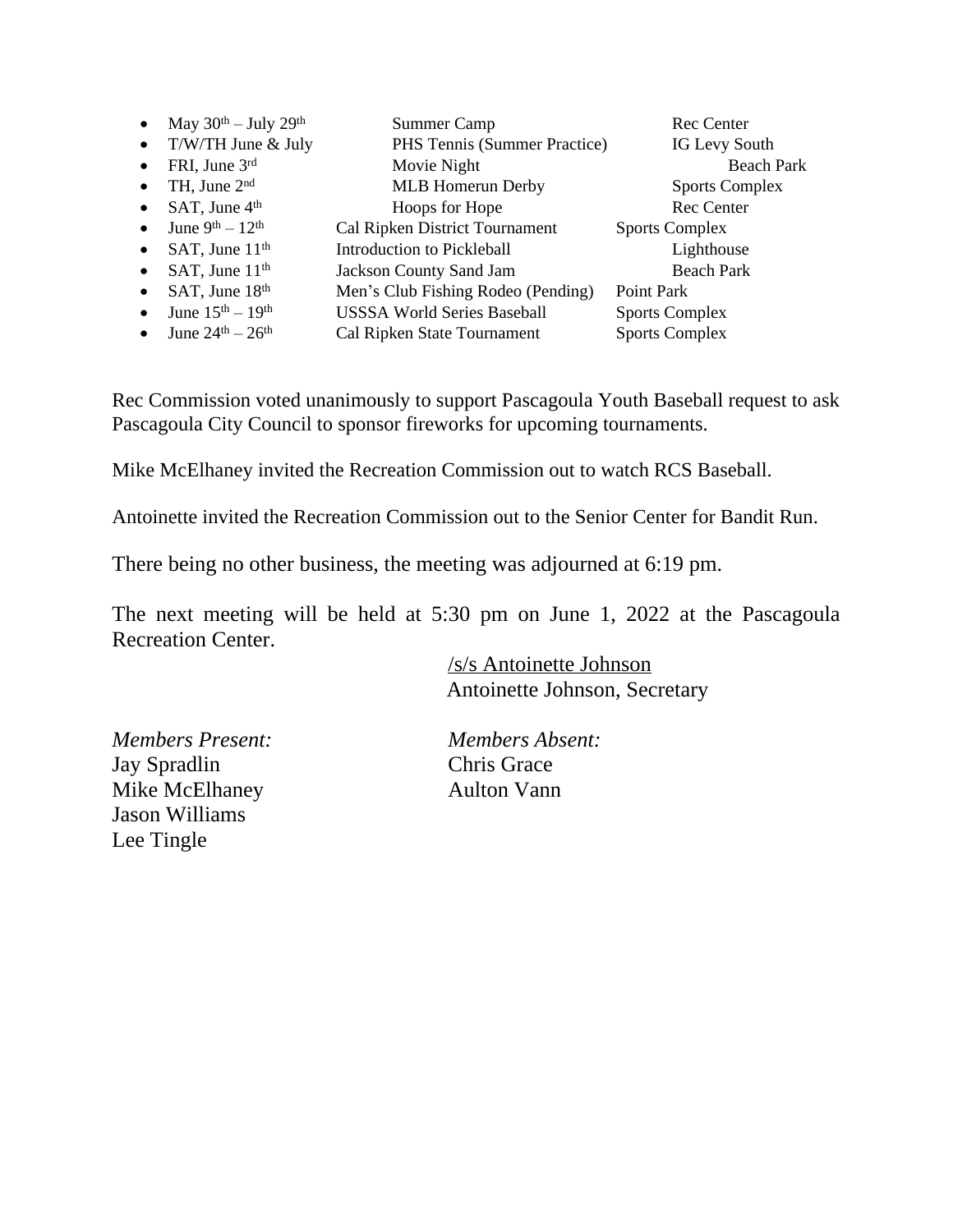- May 30th – July 29th Summer Camp Rec Center
- T/W/TH June & July PHS Tennis (Summer Practice) IG Levy South
- FRI, June 3rd Movie Night Beach Park
- TH, June 2nd MLB Homerun Derby Sports Complex
- SAT, June 4th Hoops for Hope Rec Center
- June 9th – 12th Cal Ripken District Tournament Sports Complex
- SAT, June 11th Introduction to Pickleball Lighthouse
- SAT, June 11th Jackson County Sand Jam Beach Park
- SAT, June 18th Men's Club Fishing Rodeo (Pending) Point Park
- June 15th – 19th USSSA World Series Baseball Sports Complex
- June 24th – 26th Cal Ripken State Tournament Sports Complex

Rec Commission voted unanimously to support Pascagoula Youth Baseball request to ask Pascagoula City Council to sponsor fireworks for upcoming tournaments.

Mike McElhaney invited the Recreation Commission out to watch RCS Baseball.

Antoinette invited the Recreation Commission out to the Senior Center for Bandit Run.

There being no other business, the meeting was adjourned at 6:19 pm.

The next meeting will be held at 5:30 pm on June 1, 2022 at the Pascagoula Recreation Center.

/s/s Antoinette Johnson
Antoinette Johnson, Secretary

*Members Present:*
Jay Spradlin
Mike McElhaney
Jason Williams
Lee Tingle

*Members Absent:*
Chris Grace
Aulton Vann